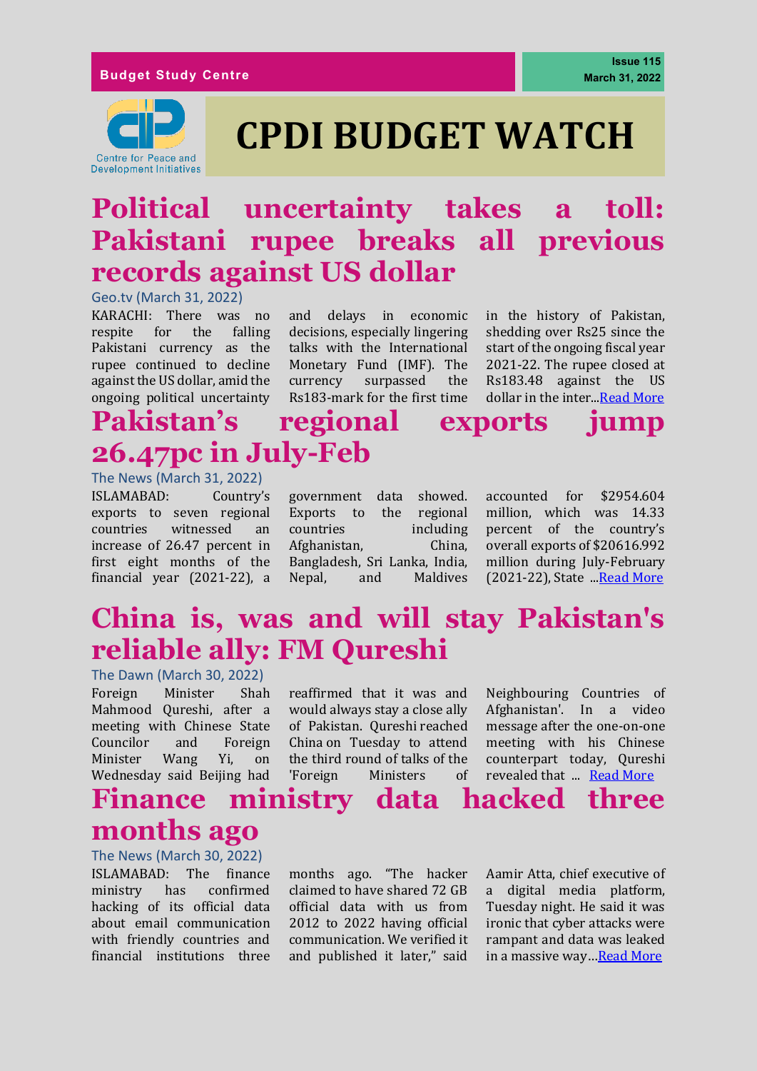Budget Study Centre

Issue 115
March 31, 2022

Centre for Peace and Development Initiatives

# CPDI BUDGET WATCH

## Political uncertainty takes a toll: Pakistani rupee breaks all previous records against US dollar

Geo.tv (March 31, 2022)

KARACHI: There was no respite for the falling Pakistani currency as the rupee continued to decline against the US dollar, amid the ongoing political uncertainty and delays in economic decisions, especially lingering talks with the International Monetary Fund (IMF). The currency surpassed the Rs183-mark for the first time in the history of Pakistan, shedding over Rs25 since the start of the ongoing fiscal year 2021-22. The rupee closed at Rs183.48 against the US dollar in the inter...Read More

## Pakistan's regional exports jump 26.47pc in July-Feb

The News (March 31, 2022)

ISLAMABAD: Country's exports to seven regional countries witnessed an increase of 26.47 percent in first eight months of the financial year (2021-22), a government data showed. Exports to the regional countries including Afghanistan, China, Bangladesh, Sri Lanka, India, Nepal, and Maldives accounted for $2954.604 million, which was 14.33 percent of the country's overall exports of $20616.992 million during July-February (2021-22), State ...Read More

## China is, was and will stay Pakistan's reliable ally: FM Qureshi

The Dawn (March 30, 2022)

Foreign Minister Shah Mahmood Qureshi, after a meeting with Chinese State Councilor and Foreign Minister Wang Yi, on Wednesday said Beijing had reaffirmed that it was and would always stay a close ally of Pakistan. Qureshi reached China on Tuesday to attend the third round of talks of the 'Foreign Ministers of Neighbouring Countries of Afghanistan'. In a video message after the one-on-one meeting with his Chinese counterpart today, Qureshi revealed that ... Read More

## Finance ministry data hacked three months ago

The News (March 30, 2022)

ISLAMABAD: The finance ministry has confirmed hacking of its official data about email communication with friendly countries and financial institutions three months ago. "The hacker claimed to have shared 72 GB official data with us from 2012 to 2022 having official communication. We verified it and published it later," said Aamir Atta, chief executive of a digital media platform, Tuesday night. He said it was ironic that cyber attacks were rampant and data was leaked in a massive way…Read More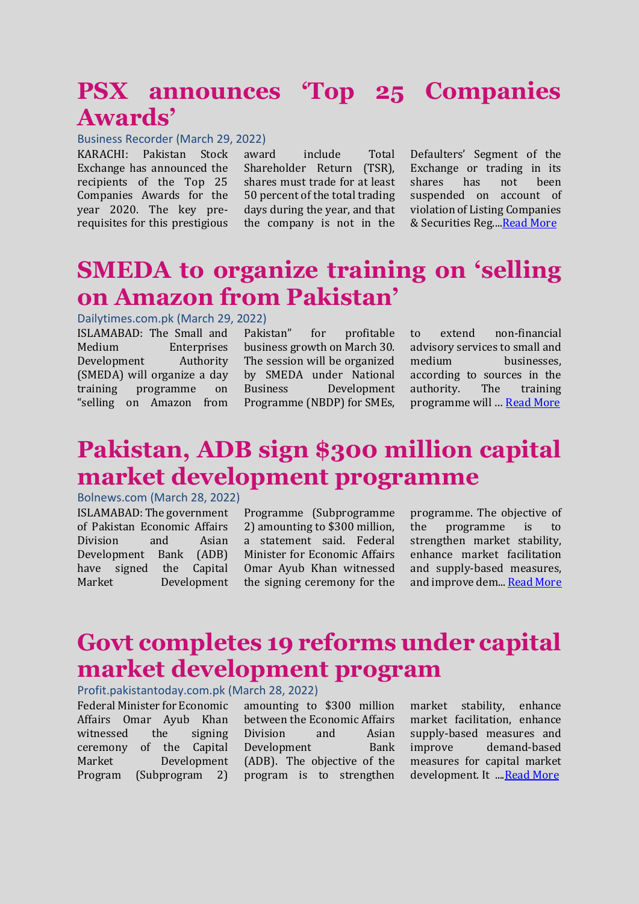# PSX announces 'Top 25 Companies Awards'

Business Recorder (March 29, 2022)

KARACHI: Pakistan Stock Exchange has announced the recipients of the Top 25 Companies Awards for the year 2020. The key pre-requisites for this prestigious award include Total Shareholder Return (TSR), shares must trade for at least 50 percent of the total trading days during the year, and that the company is not in the Defaulters' Segment of the Exchange or trading in its shares has not been suspended on account of violation of Listing Companies & Securities Reg....Read More

# SMEDA to organize training on 'selling on Amazon from Pakistan'

Dailytimes.com.pk (March 29, 2022)

ISLAMABAD: The Small and Medium Enterprises Development Authority (SMEDA) will organize a day training programme on "selling on Amazon from Pakistan" for profitable business growth on March 30. The session will be organized by SMEDA under National Business Development Programme (NBDP) for SMEs, to extend non-financial advisory services to small and medium businesses, according to sources in the authority. The training programme will ... Read More

# Pakistan, ADB sign $300 million capital market development programme

Bolnews.com (March 28, 2022)

ISLAMABAD: The government of Pakistan Economic Affairs Division and Asian Development Bank (ADB) have signed the Capital Market Development Programme (Subprogramme 2) amounting to $300 million, a statement said. Federal Minister for Economic Affairs Omar Ayub Khan witnessed the signing ceremony for the programme. The objective of the programme is to strengthen market stability, enhance market facilitation and supply-based measures, and improve dem... Read More

# Govt completes 19 reforms under capital market development program

Profit.pakistantoday.com.pk (March 28, 2022)

Federal Minister for Economic Affairs Omar Ayub Khan witnessed the signing ceremony of the Capital Market Development Program (Subprogram 2) amounting to $300 million between the Economic Affairs Division and Asian Development Bank (ADB). The objective of the program is to strengthen market stability, enhance market facilitation, enhance supply-based measures and improve demand-based measures for capital market development. It ....Read More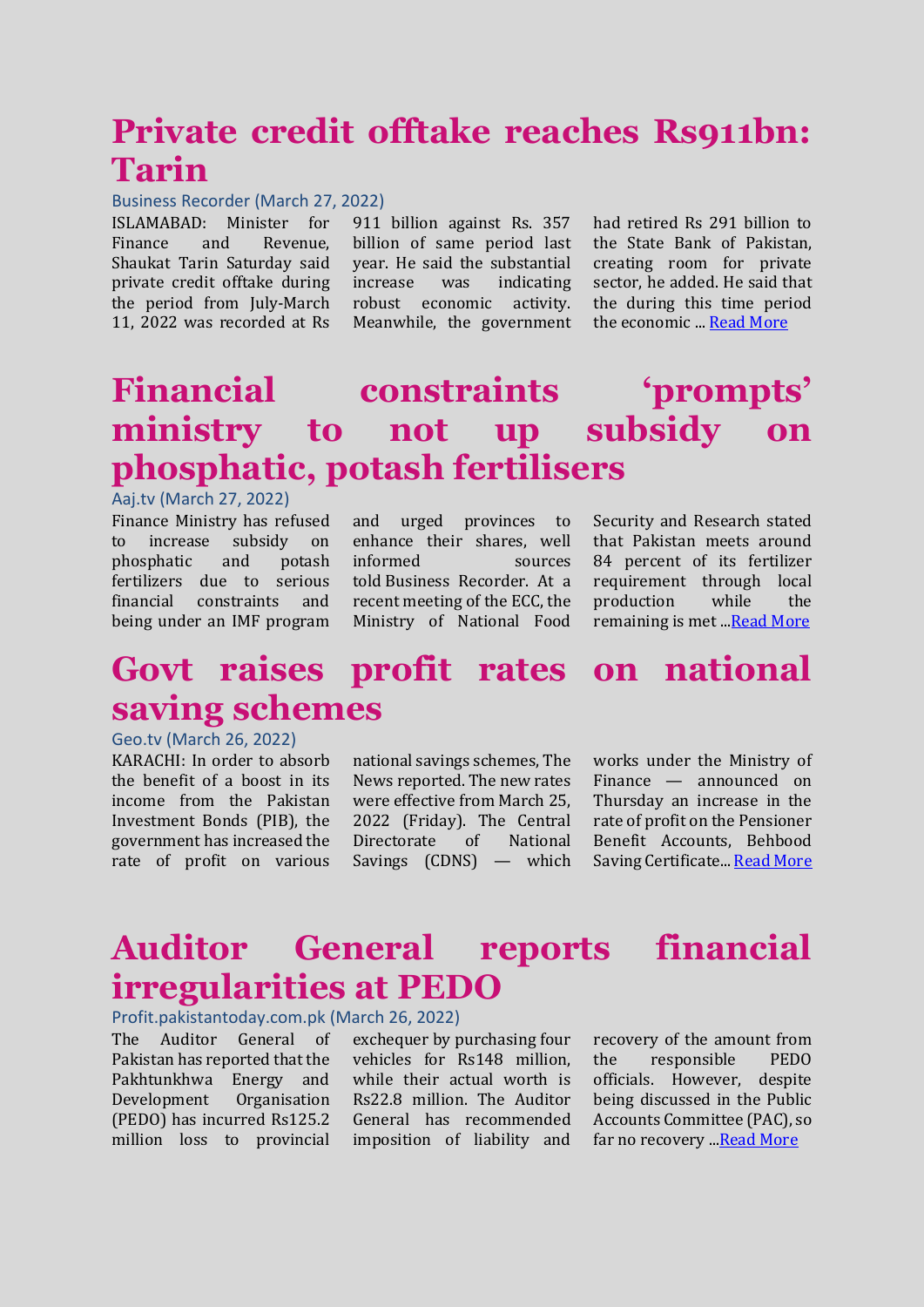# Private credit offtake reaches Rs911bn: Tarin

Business Recorder (March 27, 2022)

ISLAMABAD: Minister for Finance and Revenue, Shaukat Tarin Saturday said private credit offtake during the period from July-March 11, 2022 was recorded at Rs 911 billion against Rs. 357 billion of same period last year. He said the substantial increase was indicating robust economic activity. Meanwhile, the government had retired Rs 291 billion to the State Bank of Pakistan, creating room for private sector, he added. He said that the during this time period the economic ... [Read More]

# Financial constraints 'prompts' ministry to not up subsidy on phosphatic, potash fertilisers

Aaj.tv (March 27, 2022)

Finance Ministry has refused to increase subsidy on phosphatic and potash fertilizers due to serious financial constraints and being under an IMF program and urged provinces to enhance their shares, well informed sources told Business Recorder. At a recent meeting of the ECC, the Ministry of National Food Security and Research stated that Pakistan meets around 84 percent of its fertilizer requirement through local production while the remaining is met ...[Read More]

# Govt raises profit rates on national saving schemes

Geo.tv (March 26, 2022)

KARACHI: In order to absorb the benefit of a boost in its income from the Pakistan Investment Bonds (PIB), the government has increased the rate of profit on various national savings schemes, The News reported. The new rates were effective from March 25, 2022 (Friday). The Central Directorate of National Savings (CDNS) — which works under the Ministry of Finance — announced on Thursday an increase in the rate of profit on the Pensioner Benefit Accounts, Behbood Saving Certificate... [Read More]

# Auditor General reports financial irregularities at PEDO

Profit.pakistantoday.com.pk (March 26, 2022)

The Auditor General of Pakistan has reported that the Pakhtunkhwa Energy and Development Organisation (PEDO) has incurred Rs125.2 million loss to provincial exchequer by purchasing four vehicles for Rs148 million, while their actual worth is Rs22.8 million. The Auditor General has recommended imposition of liability and recovery of the amount from the responsible PEDO officials. However, despite being discussed in the Public Accounts Committee (PAC), so far no recovery ...[Read More]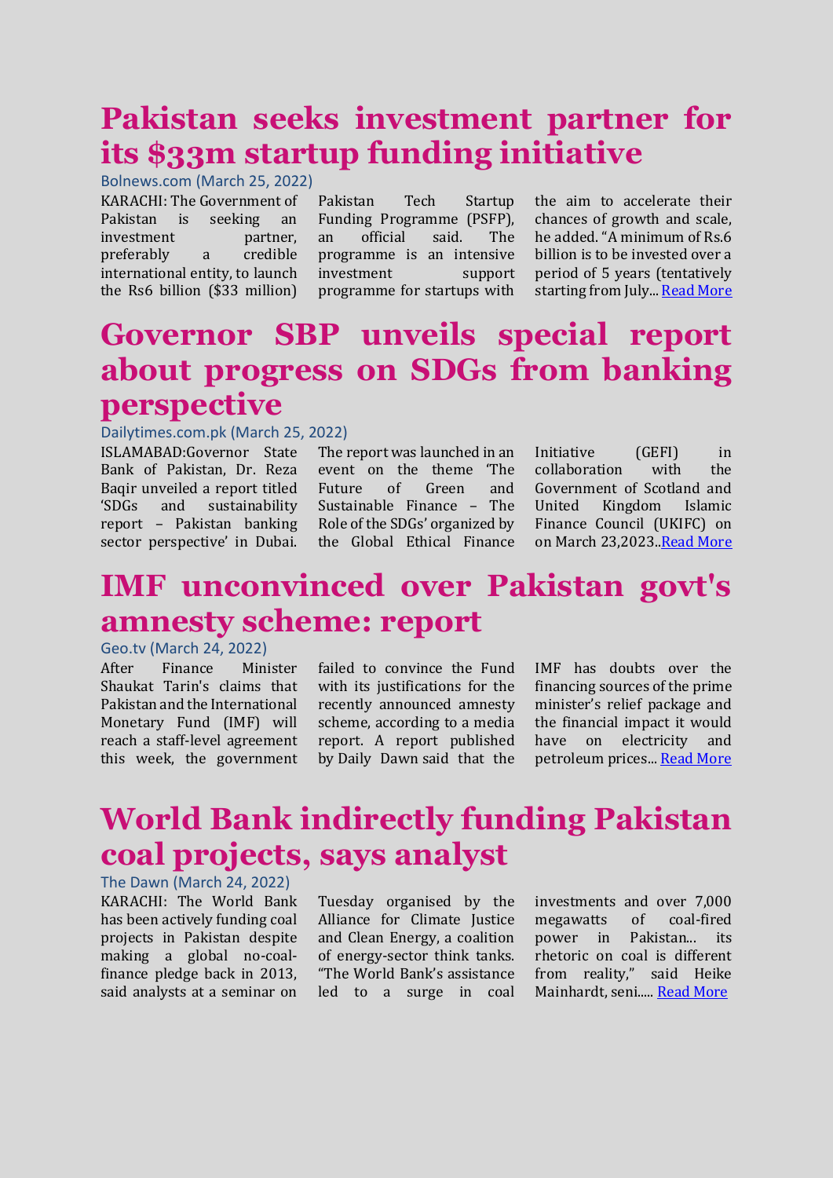# Pakistan seeks investment partner for its $33m startup funding initiative

Bolnews.com (March 25, 2022)

KARACHI: The Government of Pakistan is seeking an investment partner, preferably a credible international entity, to launch the Rs6 billion ($33 million) Pakistan Tech Startup Funding Programme (PSFP), an official said. The programme is an intensive investment support programme for startups with the aim to accelerate their chances of growth and scale, he added. "A minimum of Rs.6 billion is to be invested over a period of 5 years (tentatively starting from July... Read More

# Governor SBP unveils special report about progress on SDGs from banking perspective

Dailytimes.com.pk (March 25, 2022)

ISLAMABAD:Governor State Bank of Pakistan, Dr. Reza Baqir unveiled a report titled 'SDGs and sustainability report – Pakistan banking sector perspective' in Dubai. The report was launched in an event on the theme 'The Future of Green and Sustainable Finance – The Role of the SDGs' organized by the Global Ethical Finance Initiative (GEFI) in collaboration with the Government of Scotland and United Kingdom Islamic Finance Council (UKIFC) on on March 23,2023..Read More

# IMF unconvinced over Pakistan govt's amnesty scheme: report

Geo.tv (March 24, 2022)

After Finance Minister Shaukat Tarin's claims that Pakistan and the International Monetary Fund (IMF) will reach a staff-level agreement this week, the government failed to convince the Fund with its justifications for the recently announced amnesty scheme, according to a media report. A report published by Daily Dawn said that the IMF has doubts over the financing sources of the prime minister's relief package and the financial impact it would have on electricity and petroleum prices... Read More

# World Bank indirectly funding Pakistan coal projects, says analyst

The Dawn (March 24, 2022)

KARACHI: The World Bank has been actively funding coal projects in Pakistan despite making a global no-coal-finance pledge back in 2013, said analysts at a seminar on Tuesday organised by the Alliance for Climate Justice and Clean Energy, a coalition of energy-sector think tanks. "The World Bank's assistance led to a surge in coal investments and over 7,000 megawatts of coal-fired power in Pakistan... its rhetoric on coal is different from reality," said Heike Mainhardt, seni..... Read More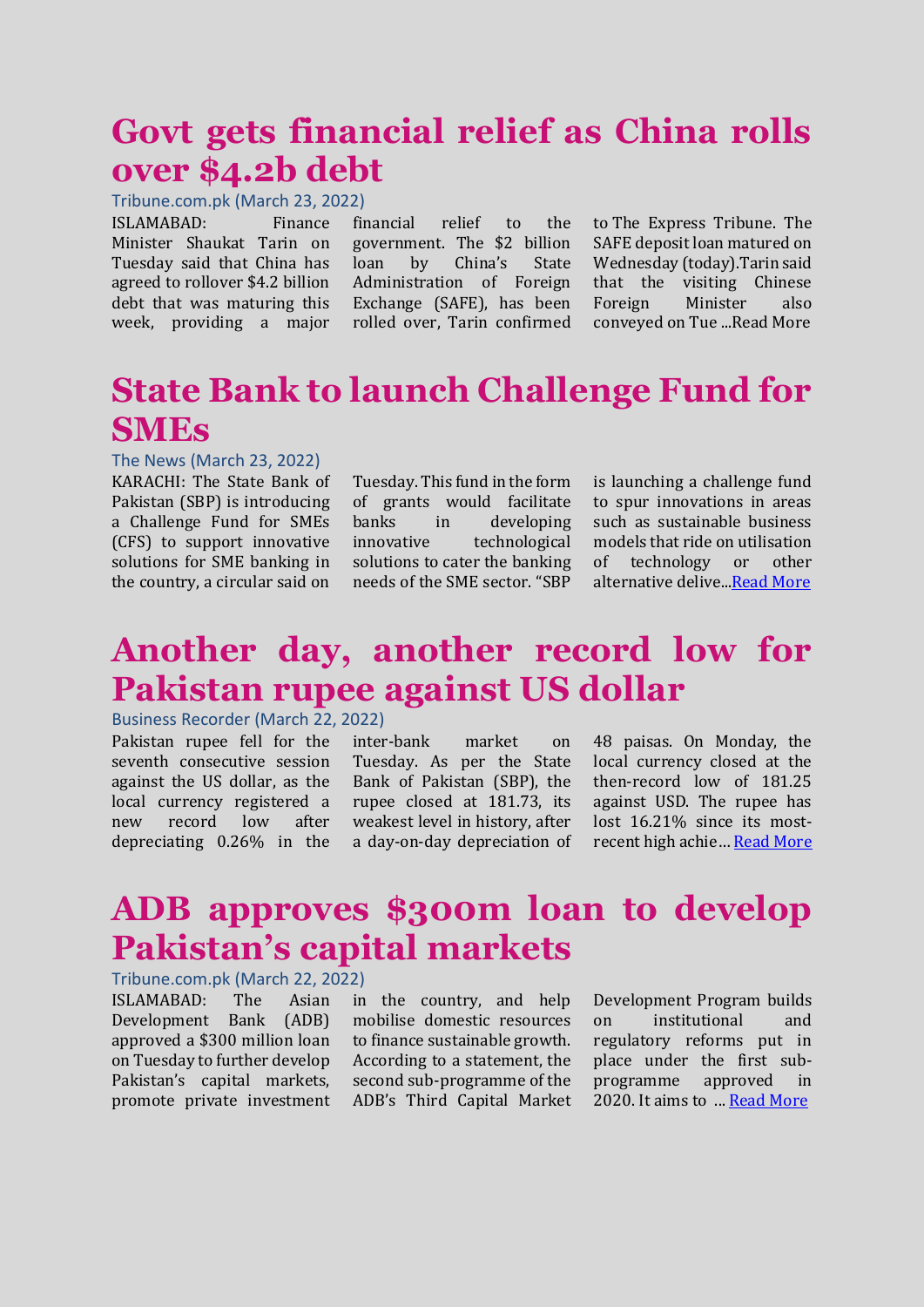# Govt gets financial relief as China rolls over $4.2b debt

Tribune.com.pk (March 23, 2022)

ISLAMABAD: Finance Minister Shaukat Tarin on Tuesday said that China has agreed to rollover $4.2 billion debt that was maturing this week, providing a major financial relief to the government. The $2 billion loan by China's State Administration of Foreign Exchange (SAFE), has been rolled over, Tarin confirmed to The Express Tribune. The SAFE deposit loan matured on Wednesday (today).Tarin said that the visiting Chinese Foreign Minister also conveyed on Tue ...Read More

# State Bank to launch Challenge Fund for SMEs

The News (March 23, 2022)

KARACHI: The State Bank of Pakistan (SBP) is introducing a Challenge Fund for SMEs (CFS) to support innovative solutions for SME banking in the country, a circular said on Tuesday. This fund in the form of grants would facilitate banks in developing innovative technological solutions to cater the banking needs of the SME sector. "SBP is launching a challenge fund to spur innovations in areas such as sustainable business models that ride on utilisation of technology or other alternative delive...Read More

# Another day, another record low for Pakistan rupee against US dollar

Business Recorder (March 22, 2022)

Pakistan rupee fell for the seventh consecutive session against the US dollar, as the local currency registered a new record low after depreciating 0.26% in the inter-bank market on Tuesday. As per the State Bank of Pakistan (SBP), the rupee closed at 181.73, its weakest level in history, after a day-on-day depreciation of 48 paisas. On Monday, the local currency closed at the then-record low of 181.25 against USD. The rupee has lost 16.21% since its most-recent high achie… Read More

# ADB approves $300m loan to develop Pakistan's capital markets

Tribune.com.pk (March 22, 2022)

ISLAMABAD: The Asian Development Bank (ADB) approved a $300 million loan on Tuesday to further develop Pakistan's capital markets, promote private investment in the country, and help mobilise domestic resources to finance sustainable growth. According to a statement, the second sub-programme of the ADB's Third Capital Market Development Program builds on institutional and regulatory reforms put in place under the first sub-programme approved in 2020. It aims to … Read More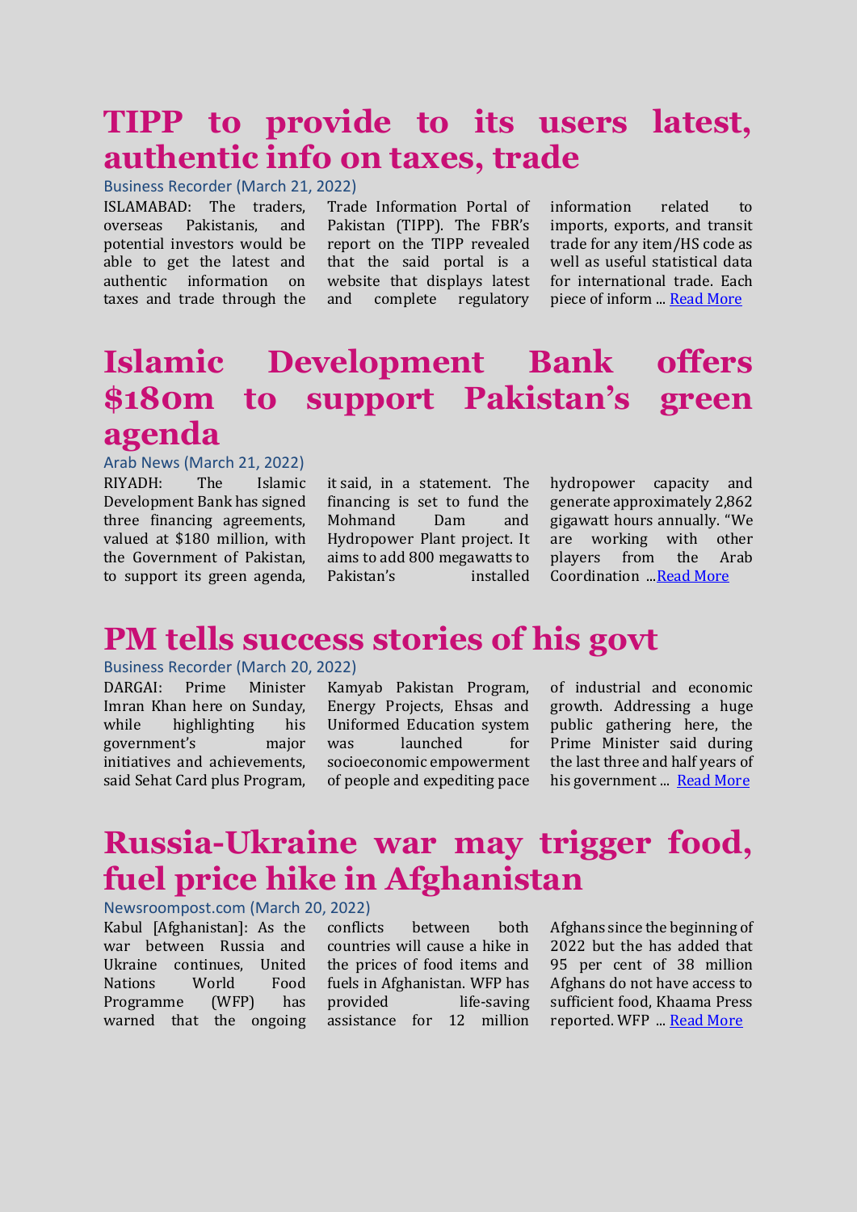# TIPP to provide to its users latest, authentic info on taxes, trade

Business Recorder (March 21, 2022)

ISLAMABAD: The traders, overseas Pakistanis, and potential investors would be able to get the latest and authentic information on taxes and trade through the Trade Information Portal of Pakistan (TIPP). The FBR's report on the TIPP revealed that the said portal is a website that displays latest and complete regulatory information related to imports, exports, and transit trade for any item/HS code as well as useful statistical data for international trade. Each piece of inform ... Read More

# Islamic Development Bank offers $180m to support Pakistan's green agenda

Arab News (March 21, 2022)

RIYADH: The Islamic Development Bank has signed three financing agreements, valued at $180 million, with the Government of Pakistan, to support its green agenda, it said, in a statement. The financing is set to fund the Mohmand Dam and Hydropower Plant project. It aims to add 800 megawatts to Pakistan's installed hydropower capacity and generate approximately 2,862 gigawatt hours annually. "We are working with other players from the Arab Coordination ...Read More

# PM tells success stories of his govt

Business Recorder (March 20, 2022)

DARGAI: Prime Minister Imran Khan here on Sunday, while highlighting his government's major initiatives and achievements, said Sehat Card plus Program, Kamyab Pakistan Program, Energy Projects, Ehsas and Uniformed Education system was launched for socioeconomic empowerment of people and expediting pace of industrial and economic growth. Addressing a huge public gathering here, the Prime Minister said during the last three and half years of his government ... Read More

# Russia-Ukraine war may trigger food, fuel price hike in Afghanistan

Newsroompost.com (March 20, 2022)

Kabul [Afghanistan]: As the war between Russia and Ukraine continues, United Nations World Food Programme (WFP) has warned that the ongoing conflicts between both countries will cause a hike in the prices of food items and fuels in Afghanistan. WFP has provided life-saving assistance for 12 million Afghans since the beginning of 2022 but the has added that 95 per cent of 38 million Afghans do not have access to sufficient food, Khaama Press reported. WFP ... Read More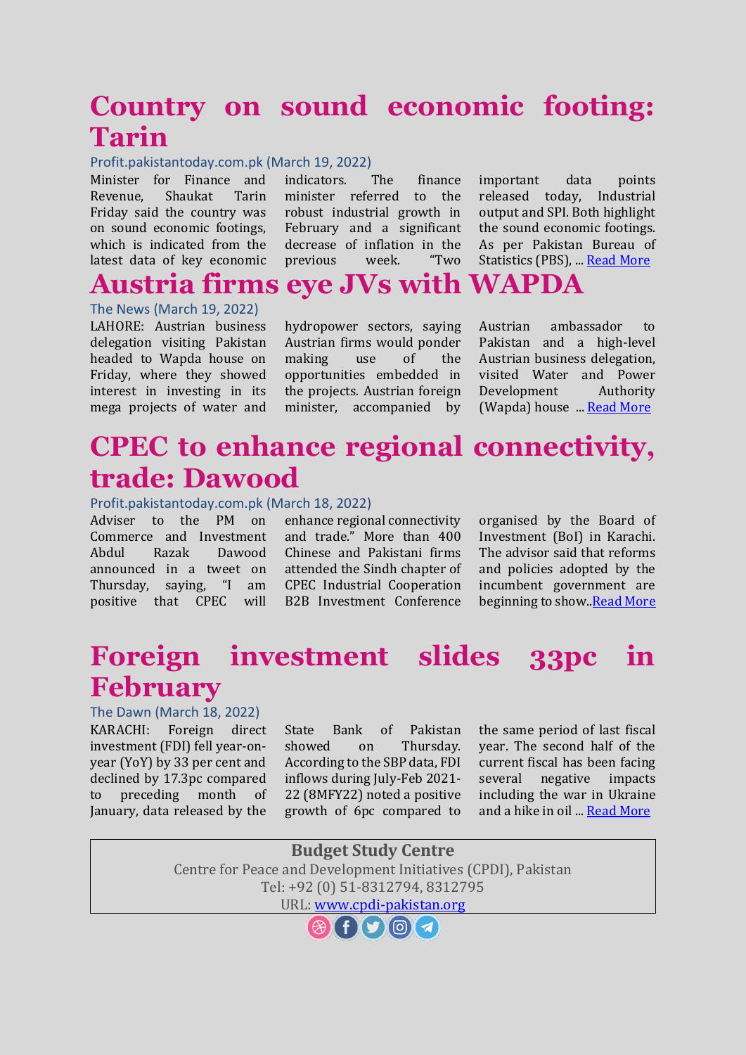# Country on sound economic footing: Tarin

Profit.pakistantoday.com.pk (March 19, 2022)

Minister for Finance and Revenue, Shaukat Tarin Friday said the country was on sound economic footings, which is indicated from the latest data of key economic indicators. The finance minister referred to the robust industrial growth in February and a significant decrease of inflation in the previous week. "Two important data points released today, Industrial output and SPI. Both highlight the sound economic footings. As per Pakistan Bureau of Statistics (PBS), ... Read More

# Austria firms eye JVs with WAPDA

The News (March 19, 2022)

LAHORE: Austrian business delegation visiting Pakistan headed to Wapda house on Friday, where they showed interest in investing in its mega projects of water and hydropower sectors, saying Austrian firms would ponder making use of the opportunities embedded in the projects. Austrian foreign minister, accompanied by Austrian ambassador to Pakistan and a high-level Austrian business delegation, visited Water and Power Development Authority (Wapda) house ... Read More

# CPEC to enhance regional connectivity, trade: Dawood

Profit.pakistantoday.com.pk (March 18, 2022)

Adviser to the PM on Commerce and Investment Abdul Razak Dawood announced in a tweet on Thursday, saying, "I am positive that CPEC will enhance regional connectivity and trade." More than 400 Chinese and Pakistani firms attended the Sindh chapter of CPEC Industrial Cooperation B2B Investment Conference organised by the Board of Investment (BoI) in Karachi. The advisor said that reforms and policies adopted by the incumbent government are beginning to show..Read More

# Foreign investment slides 33pc in February

The Dawn (March 18, 2022)

KARACHI: Foreign direct investment (FDI) fell year-on-year (YoY) by 33 per cent and declined by 17.3pc compared to preceding month of January, data released by the State Bank of Pakistan showed on Thursday. According to the SBP data, FDI inflows during July-Feb 2021-22 (8MFY22) noted a positive growth of 6pc compared to the same period of last fiscal year. The second half of the current fiscal has been facing several negative impacts including the war in Ukraine and a hike in oil ... Read More

**Budget Study Centre**
Centre for Peace and Development Initiatives (CPDI), Pakistan
Tel: +92 (0) 51-8312794, 8312795
URL: www.cpdi-pakistan.org